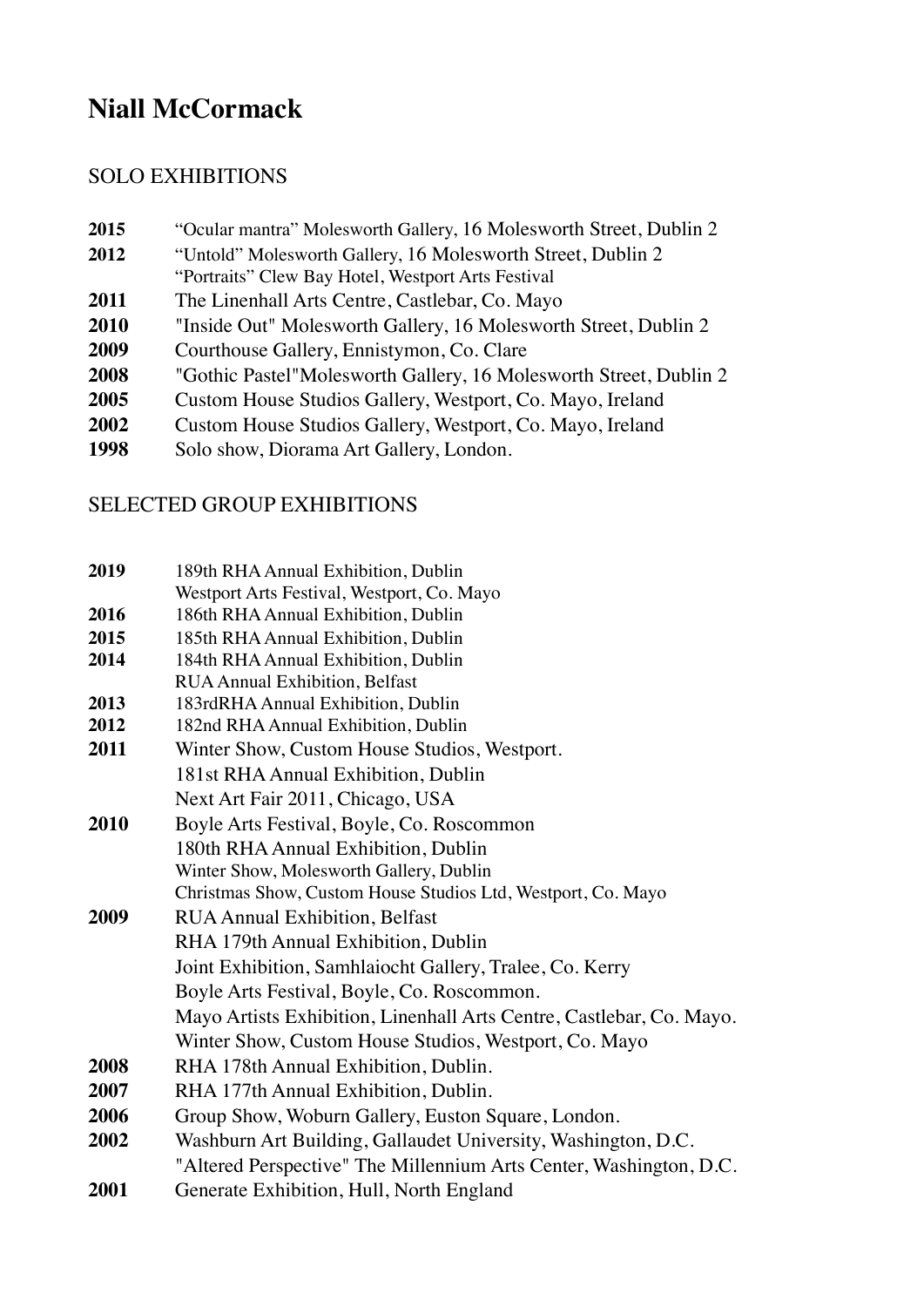# Niall McCormack

## SOLO EXHIBITIONS

| | |
|---|---|
| **2015** | "Ocular mantra" Molesworth Gallery, 16 Molesworth Street, Dublin 2 |
| **2012** | "Untold" Molesworth Gallery, 16 Molesworth Street, Dublin 2 |
| | "Portraits" Clew Bay Hotel, Westport Arts Festival |
| **2011** | The Linenhall Arts Centre, Castlebar, Co. Mayo |
| **2010** | "Inside Out" Molesworth Gallery, 16 Molesworth Street, Dublin 2 |
| **2009** | Courthouse Gallery, Ennistymon, Co. Clare |
| **2008** | "Gothic Pastel"Molesworth Gallery, 16 Molesworth Street, Dublin 2 |
| **2005** | Custom House Studios Gallery, Westport, Co. Mayo, Ireland |
| **2002** | Custom House Studios Gallery, Westport, Co. Mayo, Ireland |
| **1998** | Solo show, Diorama Art Gallery, London. |

## SELECTED GROUP EXHIBITIONS

| | |
|---|---|
| **2019** | 189th RHA Annual Exhibition, Dublin |
| | Westport Arts Festival, Westport, Co. Mayo |
| **2016** | 186th RHA Annual Exhibition, Dublin |
| **2015** | 185th RHA Annual Exhibition, Dublin |
| **2014** | 184th RHA Annual Exhibition, Dublin |
| | RUA Annual Exhibition, Belfast |
| **2013** | 183rdRHA Annual Exhibition, Dublin |
| **2012** | 182nd RHA Annual Exhibition, Dublin |
| **2011** | Winter Show, Custom House Studios, Westport. |
| | 181st RHA Annual Exhibition, Dublin |
| | Next Art Fair 2011, Chicago, USA |
| **2010** | Boyle Arts Festival, Boyle, Co. Roscommon |
| | 180th RHA Annual Exhibition, Dublin |
| | Winter Show, Molesworth Gallery, Dublin |
| | Christmas Show, Custom House Studios Ltd, Westport, Co. Mayo |
| **2009** | RUA Annual Exhibition, Belfast |
| | RHA 179th Annual Exhibition, Dublin |
| | Joint Exhibition, Samhlaiocht Gallery, Tralee, Co. Kerry |
| | Boyle Arts Festival, Boyle, Co. Roscommon. |
| | Mayo Artists Exhibition, Linenhall Arts Centre, Castlebar, Co. Mayo. |
| | Winter Show, Custom House Studios, Westport, Co. Mayo |
| **2008** | RHA 178th Annual Exhibition, Dublin. |
| **2007** | RHA 177th Annual Exhibition, Dublin. |
| **2006** | Group Show, Woburn Gallery, Euston Square, London. |
| **2002** | Washburn Art Building, Gallaudet University, Washington, D.C. |
| | "Altered Perspective" The Millennium Arts Center, Washington, D.C. |
| **2001** | Generate Exhibition, Hull, North England |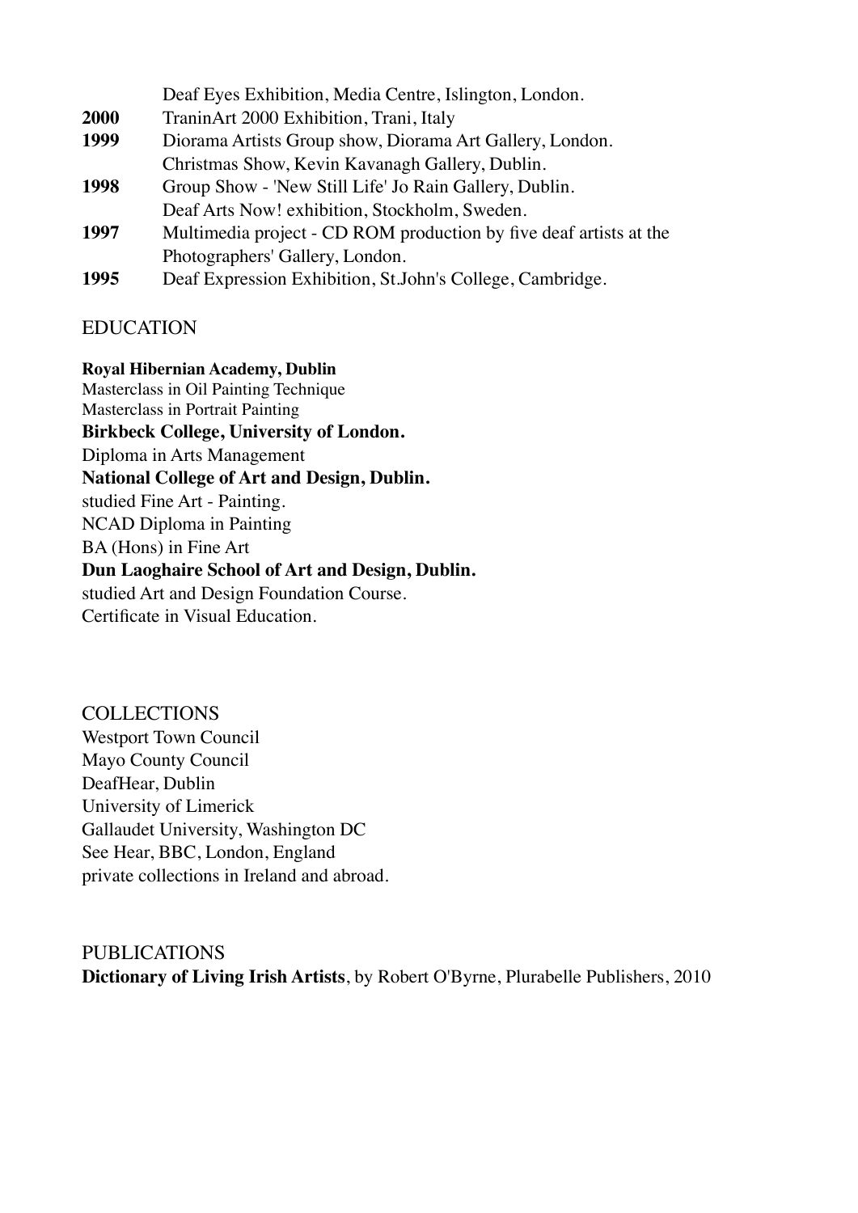| | |
|---|---|
| | Deaf Eyes Exhibition, Media Centre, Islington, London. |
| **2000** | TraninArt 2000 Exhibition, Trani, Italy |
| **1999** | Diorama Artists Group show, Diorama Art Gallery, London. |
| | Christmas Show, Kevin Kavanagh Gallery, Dublin. |
| **1998** | Group Show - 'New Still Life' Jo Rain Gallery, Dublin. |
| | Deaf Arts Now! exhibition, Stockholm, Sweden. |
| **1997** | Multimedia project - CD ROM production by five deaf artists at the Photographers' Gallery, London. |
| **1995** | Deaf Expression Exhibition, St.John's College, Cambridge. |

## EDUCATION

**Royal Hibernian Academy, Dublin**
Masterclass in Oil Painting Technique
Masterclass in Portrait Painting
**Birkbeck College, University of London.**
Diploma in Arts Management
**National College of Art and Design, Dublin.**
studied Fine Art - Painting.
NCAD Diploma in Painting
BA (Hons) in Fine Art
**Dun Laoghaire School of Art and Design, Dublin.**
studied Art and Design Foundation Course.
Certificate in Visual Education.

## COLLECTIONS

Westport Town Council
Mayo County Council
DeafHear, Dublin
University of Limerick
Gallaudet University, Washington DC
See Hear, BBC, London, England
private collections in Ireland and abroad.

## PUBLICATIONS

**Dictionary of Living Irish Artists**, by Robert O'Byrne, Plurabelle Publishers, 2010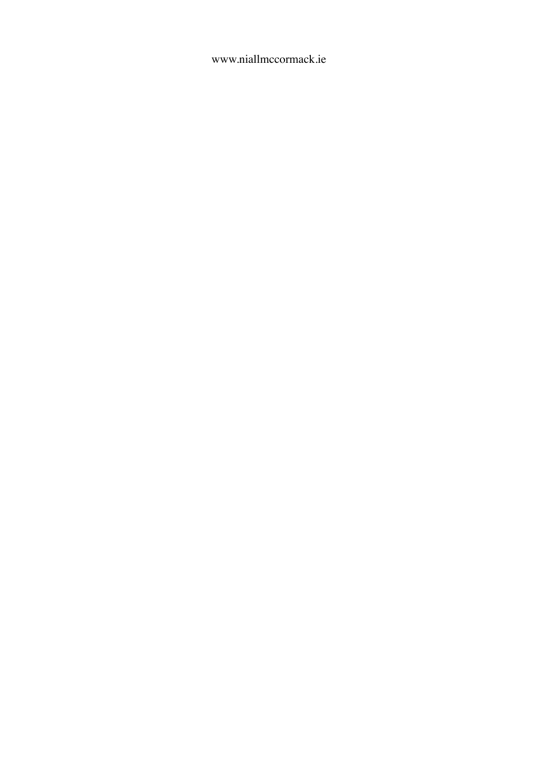www.niallmccormack.ie